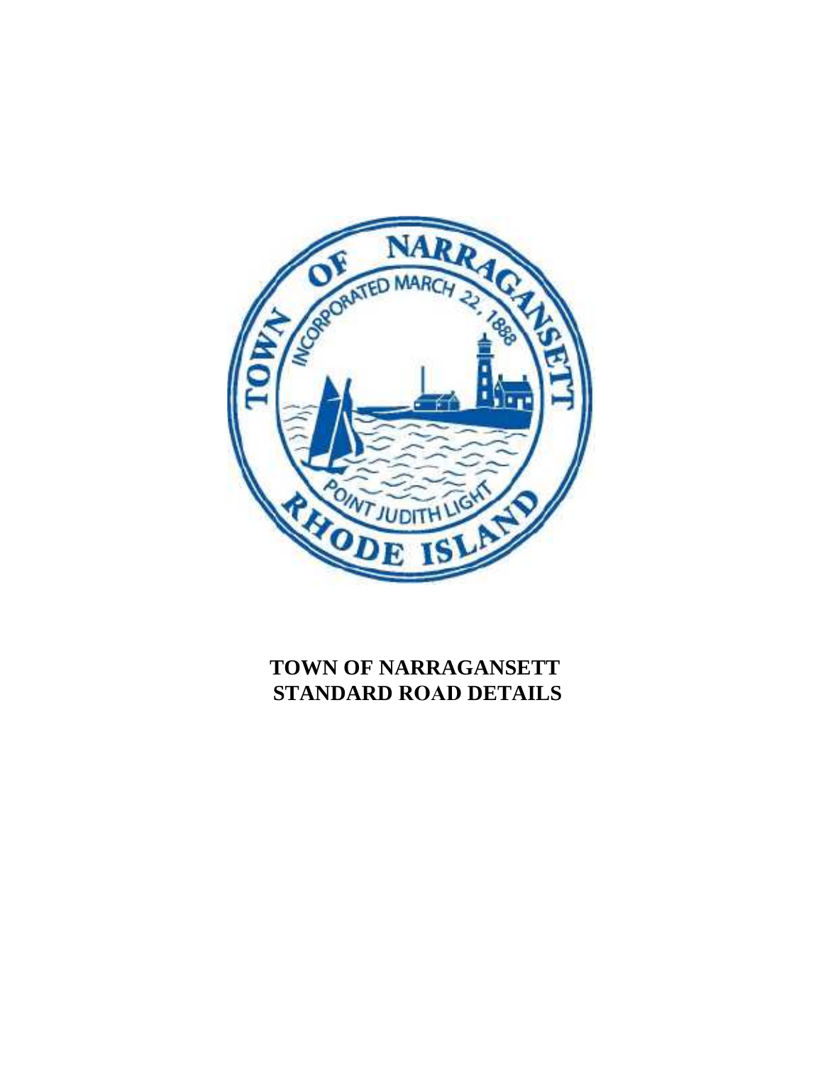# TOWN OF NARRAGANSETT STANDARD ROAD DETAILS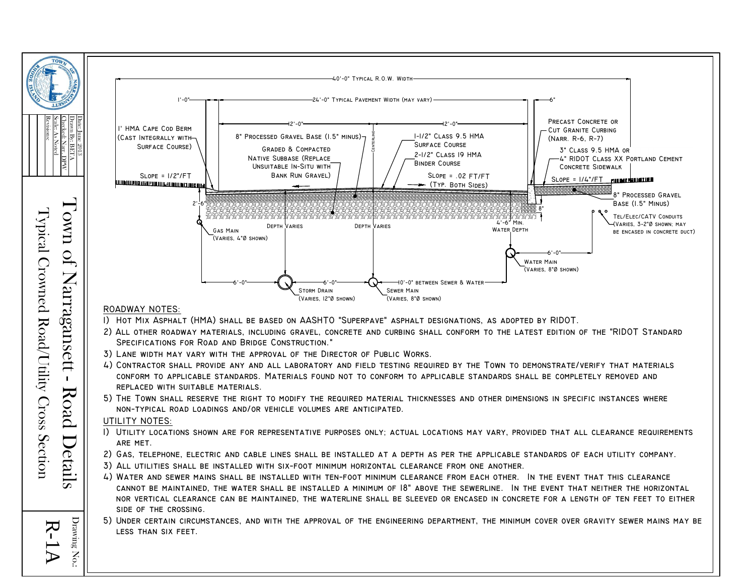# Town of Narragansett - Road Details

## Typical Crowned Road/Utility Cross Section

Drawing No.: R-1A

Date: June 2013
Drawn By: BETA
Checked: Narr. DPW
Scale: As Noted
Revisions:

40'-0" TYPICAL R.O.W. WIDTH

1'-0" — 24'-0" TYPICAL PAVEMENT WIDTH (MAY VARY) — 6"

12'-0" — CENTERLINE — 12'-0"

1' HMA CAPE COD BERM (CAST INTEGRALLY WITH SURFACE COURSE)

8" PROCESSED GRAVEL BASE (1.5" MINUS)

GRADED & COMPACTED NATIVE SUBBASE (REPLACE UNSUITABLE IN-SITU WITH BANK RUN GRAVEL)

1-1/2" CLASS 9.5 HMA SURFACE COURSE

2-1/2" CLASS 19 HMA BINDER COURSE

PRECAST CONCRETE OR CUT GRANITE CURBING (NARR. R-6, R-7)

3" CLASS 9.5 HMA OR 4" RIDOT CLASS XX PORTLAND CEMENT CONCRETE SIDEWALK

SLOPE = 1/2"/FT

SLOPE = .02 FT/FT (TYP. BOTH SIDES)

SLOPE = 1/4"/FT

8" PROCESSED GRAVEL BASE (1.5" MINUS)

2'-6"

8"

4'-6" MIN. WATER DEPTH

DEPTH VARIES

DEPTH VARIES

GAS MAIN (VARIES, 4"Ø SHOWN)

TEL/ELEC/CATV CONDUITS (VARIES, 3-2"Ø SHOWN; MAY BE ENCASED IN CONCRETE DUCT)

6'-0"

WATER MAIN (VARIES, 8"Ø SHOWN)

6'-0" — 6'-0" — 10'-0" BETWEEN SEWER & WATER

STORM DRAIN (VARIES, 12"Ø SHOWN)

SEWER MAIN (VARIES, 8"Ø SHOWN)

### ROADWAY NOTES:

1) HOT MIX ASPHALT (HMA) SHALL BE BASED ON AASHTO "SUPERPAVE" ASPHALT DESIGNATIONS, AS ADOPTED BY RIDOT.
2) ALL OTHER ROADWAY MATERIALS, INCLUDING GRAVEL, CONCRETE AND CURBING SHALL CONFORM TO THE LATEST EDITION OF THE "RIDOT STANDARD SPECIFICATIONS FOR ROAD AND BRIDGE CONSTRUCTION."
3) LANE WIDTH MAY VARY WITH THE APPROVAL OF THE DIRECTOR OF PUBLIC WORKS.
4) CONTRACTOR SHALL PROVIDE ANY AND ALL LABORATORY AND FIELD TESTING REQUIRED BY THE TOWN TO DEMONSTRATE/VERIFY THAT MATERIALS CONFORM TO APPLICABLE STANDARDS. MATERIALS FOUND NOT TO CONFORM TO APPLICABLE STANDARDS SHALL BE COMPLETELY REMOVED AND REPLACED WITH SUITABLE MATERIALS.
5) THE TOWN SHALL RESERVE THE RIGHT TO MODIFY THE REQUIRED MATERIAL THICKNESSES AND OTHER DIMENSIONS IN SPECIFIC INSTANCES WHERE NON-TYPICAL ROAD LOADINGS AND/OR VEHICLE VOLUMES ARE ANTICIPATED.

### UTILITY NOTES:

1) UTILITY LOCATIONS SHOWN ARE FOR REPRESENTATIVE PURPOSES ONLY; ACTUAL LOCATIONS MAY VARY, PROVIDED THAT ALL CLEARANCE REQUIREMENTS ARE MET.
2) GAS, TELEPHONE, ELECTRIC AND CABLE LINES SHALL BE INSTALLED AT A DEPTH AS PER THE APPLICABLE STANDARDS OF EACH UTILITY COMPANY.
3) ALL UTILITIES SHALL BE INSTALLED WITH SIX-FOOT MINIMUM HORIZONTAL CLEARANCE FROM ONE ANOTHER.
4) WATER AND SEWER MAINS SHALL BE INSTALLED WITH TEN-FOOT MINIMUM CLEARANCE FROM EACH OTHER. IN THE EVENT THAT THIS CLEARANCE CANNOT BE MAINTAINED, THE WATER SHALL BE INSTALLED A MINIMUM OF 18" ABOVE THE SEWERLINE. IN THE EVENT THAT NEITHER THE HORIZONTAL NOR VERTICAL CLEARANCE CAN BE MAINTAINED, THE WATERLINE SHALL BE SLEEVED OR ENCASED IN CONCRETE FOR A LENGTH OF TEN FEET TO EITHER SIDE OF THE CROSSING.
5) UNDER CERTAIN CIRCUMSTANCES, AND WITH THE APPROVAL OF THE ENGINEERING DEPARTMENT, THE MINIMUM COVER OVER GRAVITY SEWER MAINS MAY BE LESS THAN SIX FEET.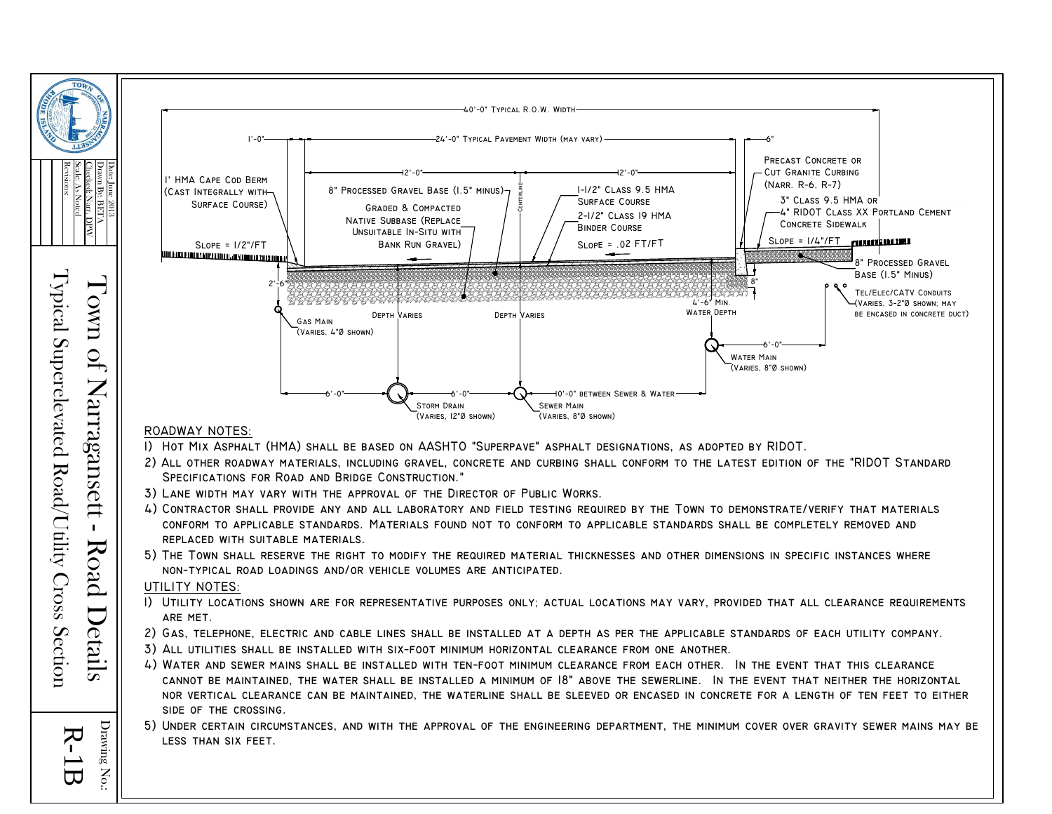# Town of Narragansett - Road Details

## Typical Superelevated Road/Utility Cross Section

Drawing No.: R-1B

Date: June 2013
Drawn By: BETA
Checked: Narr. DPW
Scale: As Noted
Revisions:

40'-0" Typical R.O.W. Width

1'-0" — 24'-0" Typical Pavement Width (may vary) — 6"

12'-0" — Centerline — 12'-0"

1' HMA Cape Cod Berm (Cast Integrally with Surface Course)

Slope = 1/2"/FT

8" Processed Gravel Base (1.5" minus)

Graded & Compacted Native Subbase (Replace Unsuitable In-Situ with Bank Run Gravel)

1-1/2" Class 9.5 HMA Surface Course

2-1/2" Class 19 HMA Binder Course

Slope = .02 FT/FT

Precast Concrete or Cut Granite Curbing (Narr. R-6, R-7)

3" Class 9.5 HMA or 4" RIDOT Class XX Portland Cement Concrete Sidewalk

Slope = 1/4"/FT

8" Processed Gravel Base (1.5" Minus)

8"

Tel/Elec/CATV Conduits (Varies, 3-2"Ø shown; may be encased in concrete duct)

2'-6"

Gas Main (Varies, 4"Ø shown)

Depth Varies

Depth Varies

4'-6" Min. Water Depth

Water Main (Varies, 8"Ø shown)

6'-0"

6'-0" — Storm Drain (Varies, 12"Ø shown) — 6'-0" — Sewer Main (Varies, 8"Ø shown) — 10'-0" between Sewer & Water

## ROADWAY NOTES:

1) Hot Mix Asphalt (HMA) shall be based on AASHTO "Superpave" asphalt designations, as adopted by RIDOT.
2) All other roadway materials, including gravel, concrete and curbing shall conform to the latest edition of the "RIDOT Standard Specifications for Road and Bridge Construction."
3) Lane width may vary with the approval of the Director of Public Works.
4) Contractor shall provide any and all laboratory and field testing required by the Town to demonstrate/verify that materials conform to applicable standards. Materials found not to conform to applicable standards shall be completely removed and replaced with suitable materials.
5) The Town shall reserve the right to modify the required material thicknesses and other dimensions in specific instances where non-typical road loadings and/or vehicle volumes are anticipated.

## UTILITY NOTES:

1) Utility locations shown are for representative purposes only; actual locations may vary, provided that all clearance requirements are met.
2) Gas, telephone, electric and cable lines shall be installed at a depth as per the applicable standards of each utility company.
3) All utilities shall be installed with six-foot minimum horizontal clearance from one another.
4) Water and sewer mains shall be installed with ten-foot minimum clearance from each other. In the event that this clearance cannot be maintained, the water shall be installed a minimum of 18" above the sewerline. In the event that neither the horizontal nor vertical clearance can be maintained, the waterline shall be sleeved or encased in concrete for a length of ten feet to either side of the crossing.
5) Under certain circumstances, and with the approval of the engineering department, the minimum cover over gravity sewer mains may be less than six feet.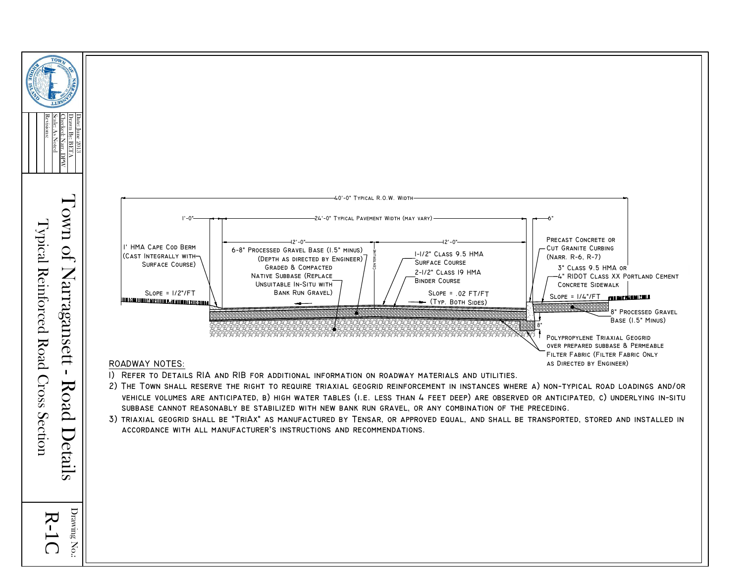# Town of Narragansett - Road Details

## Typical Reinforced Road Cross Section

Date: June 2013
Drawn By: BETA
Checked: Narr. DPW
Scale: As Noted
Revisions:

Drawing No.: R-1C

40'-0" TYPICAL R.O.W. WIDTH

1'-0"

24'-0" TYPICAL PAVEMENT WIDTH (MAY VARY)

6"

12'-0"

12'-0"

CENTERLINE

1' HMA CAPE COD BERM (CAST INTEGRALLY WITH SURFACE COURSE)

SLOPE = 1/2"/FT

6-8" PROCESSED GRAVEL BASE (1.5" MINUS) (DEPTH AS DIRECTED BY ENGINEER) GRADED & COMPACTED

NATIVE SUBBASE (REPLACE UNSUITABLE IN-SITU WITH BANK RUN GRAVEL)

1-1/2" CLASS 9.5 HMA SURFACE COURSE

2-1/2" CLASS 19 HMA BINDER COURSE

SLOPE = .02 FT/FT (TYP. BOTH SIDES)

PRECAST CONCRETE OR CUT GRANITE CURBING (NARR. R-6, R-7)

3" CLASS 9.5 HMA OR 4" RIDOT CLASS XX PORTLAND CEMENT CONCRETE SIDEWALK

SLOPE = 1/4"/FT

8" PROCESSED GRAVEL BASE (1.5" MINUS)

8"

POLYPROPYLENE TRIAXIAL GEOGRID OVER PREPARED SUBBASE & PERMEABLE FILTER FABRIC (FILTER FABRIC ONLY AS DIRECTED BY ENGINEER)

### ROADWAY NOTES:

1) REFER TO DETAILS R1A AND R1B FOR ADDITIONAL INFORMATION ON ROADWAY MATERIALS AND UTILITIES.
2) THE TOWN SHALL RESERVE THE RIGHT TO REQUIRE TRIAXIAL GEOGRID REINFORCEMENT IN INSTANCES WHERE A) NON-TYPICAL ROAD LOADINGS AND/OR VEHICLE VOLUMES ARE ANTICIPATED, B) HIGH WATER TABLES (I.E. LESS THAN 4 FEET DEEP) ARE OBSERVED OR ANTICIPATED, C) UNDERLYING IN-SITU SUBBASE CANNOT REASONABLY BE STABILIZED WITH NEW BANK RUN GRAVEL, OR ANY COMBINATION OF THE PRECEDING.
3) TRIAXIAL GEOGRID SHALL BE "TRIAX" AS MANUFACTURED BY TENSAR, OR APPROVED EQUAL, AND SHALL BE TRANSPORTED, STORED AND INSTALLED IN ACCORDANCE WITH ALL MANUFACTURER'S INSTRUCTIONS AND RECOMMENDATIONS.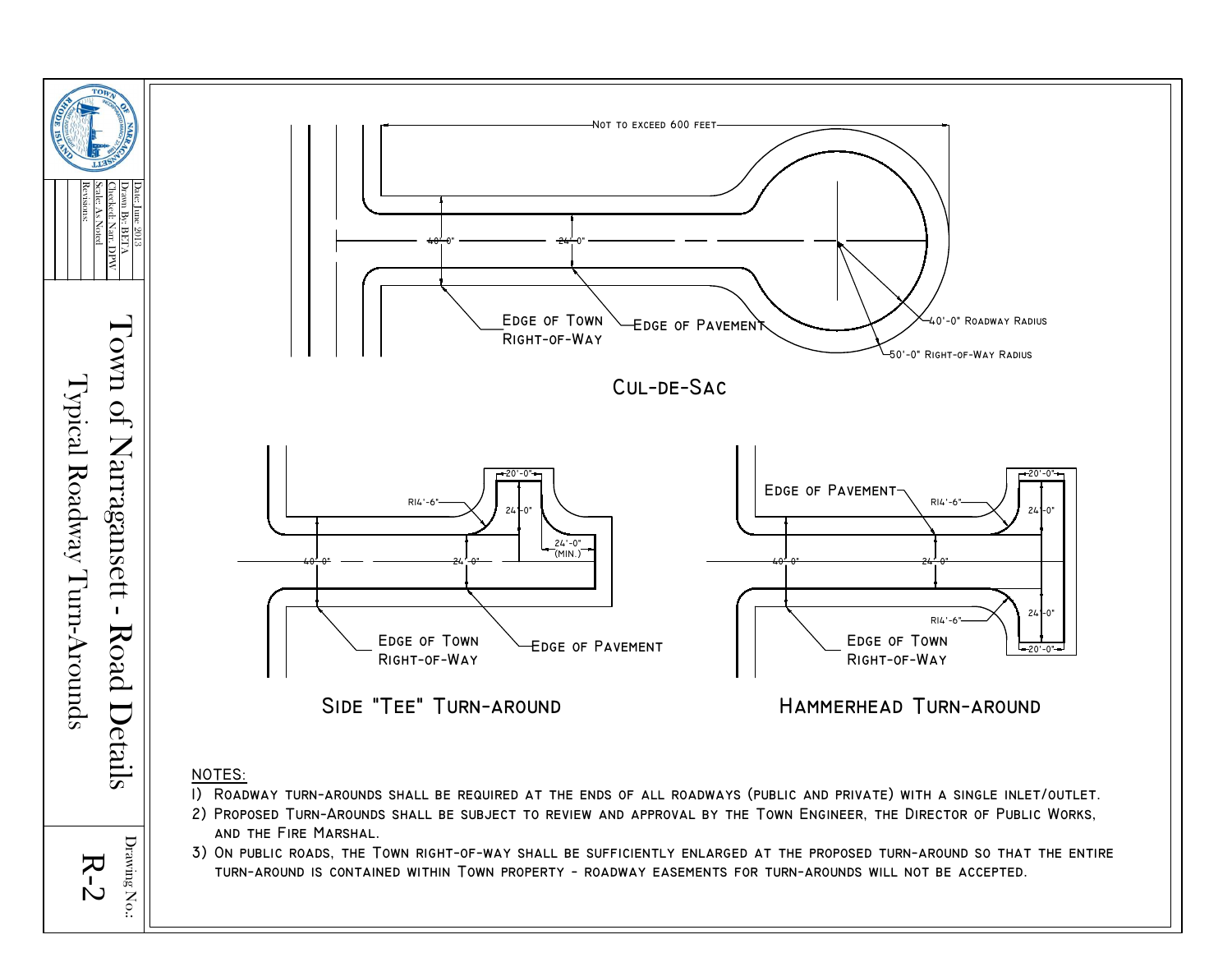# Town of Narragansett - Road Details

## Typical Roadway Turn-Arounds

Date: June 2013
Drawn By: BETA
Checked: Narr. DPW
Scale: As Noted
Revisions:

Drawing No.: R-2

### Cul-de-Sac

Not to exceed 600 feet

40'-0"

24'-0"

Edge of Town Right-of-Way

Edge of Pavement

40'-0" Roadway Radius

50'-0" Right-of-Way Radius

### Side "Tee" Turn-Around

20'-0"

R14'-6"

24'-0"

24'-0" (MIN.)

40'-0"

24'-0"

Edge of Town Right-of-Way

Edge of Pavement

### Hammerhead Turn-Around

Edge of Pavement

20'-0"

R14'-6"

24'-0"

40'-0"

24'-0"

24'-0"

R14'-6"

20'-0"

Edge of Town Right-of-Way

NOTES:

1) Roadway turn-arounds shall be required at the ends of all roadways (public and private) with a single inlet/outlet.
2) Proposed Turn-Arounds shall be subject to review and approval by the Town Engineer, the Director of Public Works, and the Fire Marshal.
3) On public roads, the Town right-of-way shall be sufficiently enlarged at the proposed turn-around so that the entire turn-around is contained within Town property - roadway easements for turn-arounds will not be accepted.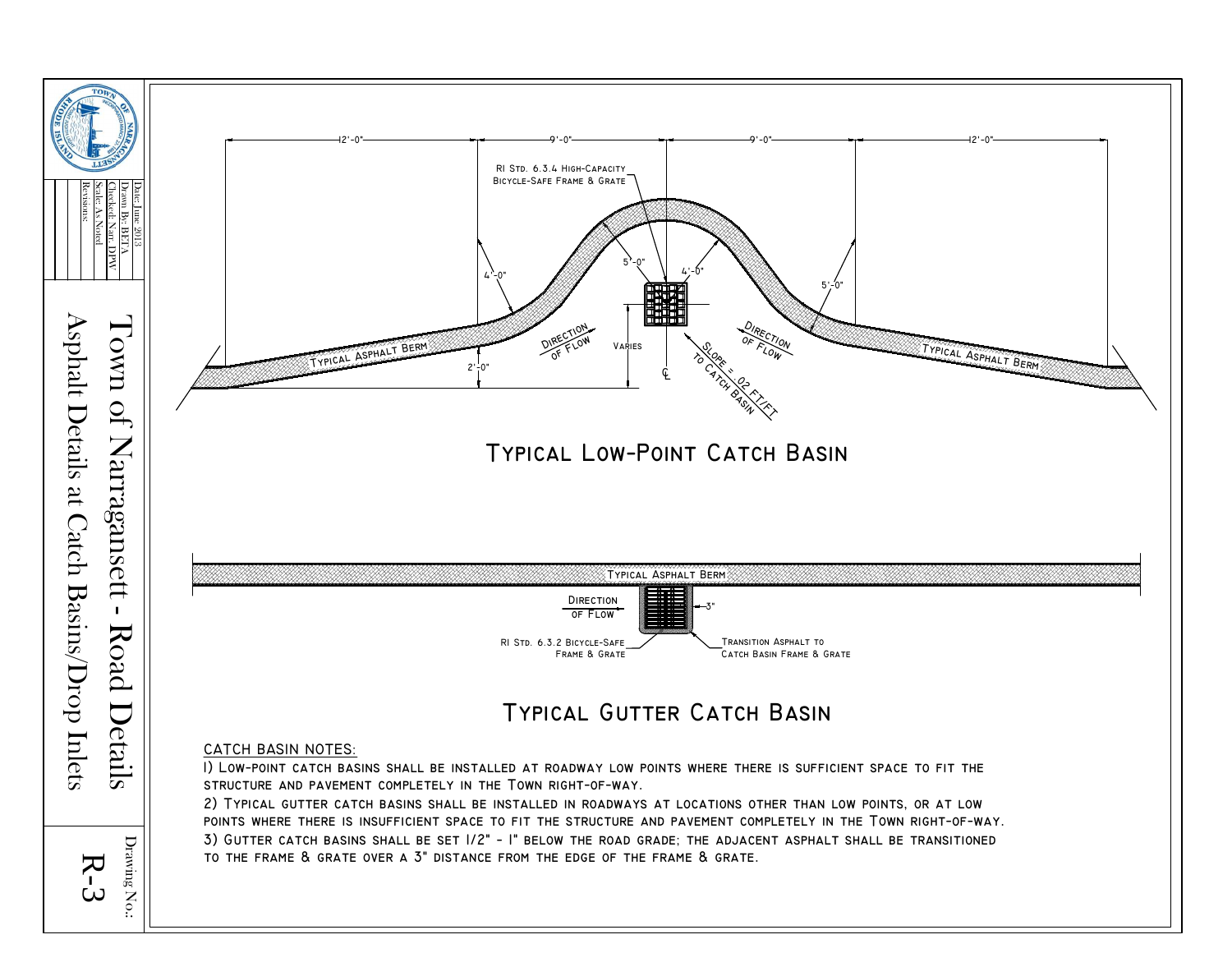12'-0" 9'-0" 9'-0" 12'-0"

RI Std. 6.3.4 High-Capacity Bicycle-Safe Frame & Grate

4'-0" 5'-0" 4'-0" 5'-0"

Typical Asphalt Berm

Direction of Flow

Varies

2'-0"

Direction of Flow

Slope = .02 ft/ft to Catch Basin

CL

Typical Asphalt Berm

## Typical Low-Point Catch Basin

Typical Asphalt Berm

Direction of Flow

3"

RI Std. 6.3.2 Bicycle-Safe Frame & Grate

Transition Asphalt to Catch Basin Frame & Grate

## Typical Gutter Catch Basin

CATCH BASIN NOTES:

1) Low-point catch basins shall be installed at roadway low points where there is sufficient space to fit the structure and pavement completely in the Town right-of-way.

2) Typical gutter catch basins shall be installed in roadways at locations other than low points, or at low points where there is insufficient space to fit the structure and pavement completely in the Town right-of-way.

3) Gutter catch basins shall be set 1/2" - 1" below the road grade; the adjacent asphalt shall be transitioned to the frame & grate over a 3" distance from the edge of the frame & grate.

Date: June 2013
Drawn By: BETA
Checked: Narr. DPW
Scale: As Noted
Revisions:

# Town of Narragansett - Road Details

## Asphalt Details at Catch Basins/Drop Inlets

Drawing No.: R-3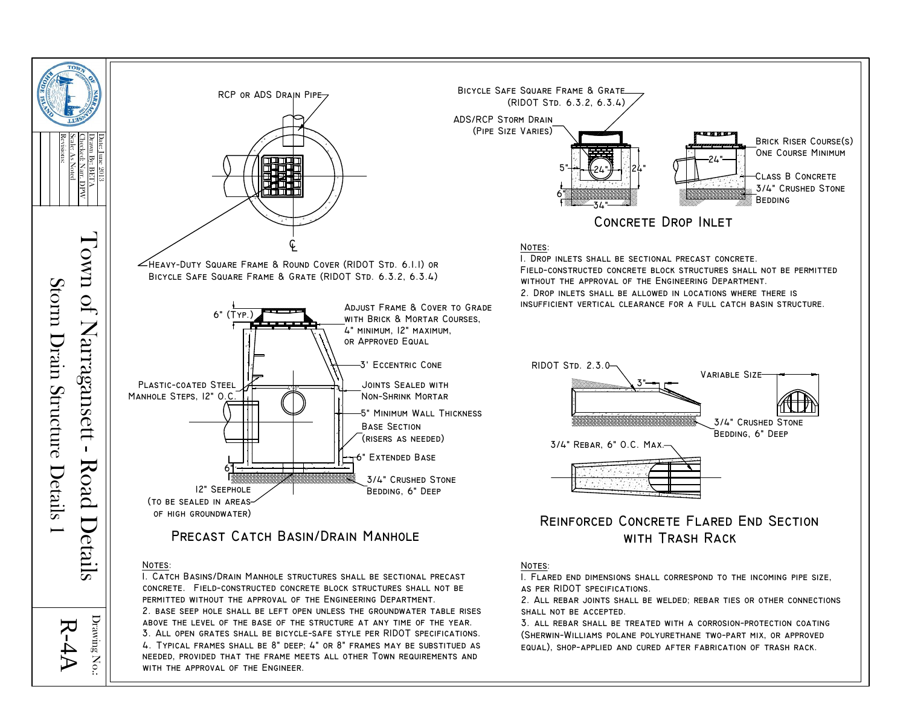# Town of Narragansett - Road Details
## Storm Drain Structure Details 1

Date: June 2013
Drawn By: BETA
Checked: Narr. DPW
Scale: As Noted
Revisions:

Drawing No.: R-4A

RCP or ADS Drain Pipe

Heavy-Duty Square Frame & Round Cover (RIDOT Std. 6.1.1) or Bicycle Safe Square Frame & Grate (RIDOT Std. 6.3.2, 6.3.4)

6" (Typ.)

Adjust Frame & Cover to Grade with Brick & Mortar Courses, 4" minimum, 12" maximum, or Approved Equal

3' Eccentric Cone

Plastic-coated Steel Manhole Steps, 12" O.C.

Joints Sealed with Non-Shrink Mortar

5" Minimum Wall Thickness

Base Section (risers as needed)

6" Extended Base

6"

12" Seephole (to be sealed in areas of high groundwater)

3/4" Crushed Stone Bedding, 6" Deep

## Precast Catch Basin/Drain Manhole

Notes:

1. Catch Basins/Drain Manhole structures shall be sectional precast concrete. Field-constructed concrete block structures shall not be permitted without the approval of the Engineering Department.
2. Base seep hole shall be left open unless the groundwater table rises above the level of the base of the structure at any time of the year.
3. All open grates shall be bicycle-safe style per RIDOT specifications.
4. Typical frames shall be 8" deep; 4" or 8" frames may be substituted as needed, provided that the frame meets all other Town requirements and with the approval of the Engineer.

Bicycle Safe Square Frame & Grate (RIDOT Std. 6.3.2, 6.3.4)

ADS/RCP Storm Drain (Pipe Size Varies)

5" 24" 24" 6" 34" 24"

Brick Riser Course(s) One Course Minimum

Class B Concrete

3/4" Crushed Stone Bedding

## Concrete Drop Inlet

Notes:

1. Drop inlets shall be sectional precast concrete. Field-constructed concrete block structures shall not be permitted without the approval of the Engineering Department.
2. Drop inlets shall be allowed in locations where there is insufficient vertical clearance for a full catch basin structure.

RIDOT Std. 2.3.0

3"

Variable Size

3/4" Crushed Stone Bedding, 6" Deep

3/4" Rebar, 6" O.C. Max.

## Reinforced Concrete Flared End Section with Trash Rack

Notes:

1. Flared end dimensions shall correspond to the incoming pipe size, as per RIDOT specifications.
2. All rebar joints shall be welded; rebar ties or other connections shall not be accepted.
3. All rebar shall be treated with a corrosion-protection coating (Sherwin-Williams polane polyurethane two-part mix, or approved equal), shop-applied and cured after fabrication of trash rack.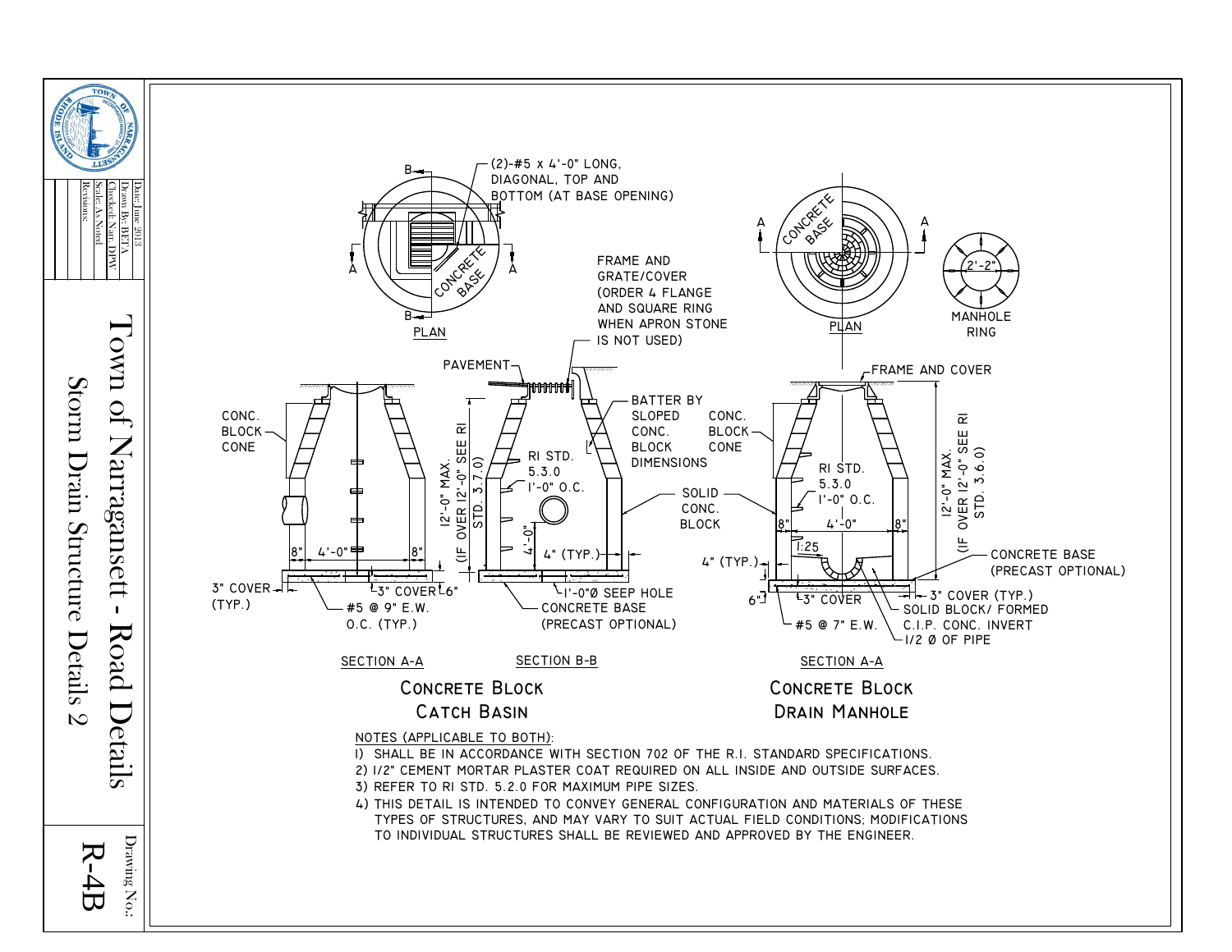# Town of Narragansett - Road Details

## Storm Drain Structure Details 2

Date: June 2013
Drawn By: BETA
Checked: Narr. DPW
Scale: As Noted
Revisions:

Drawing No.: R-4B

(2)-#5 x 4'-0" LONG, DIAGONAL, TOP AND BOTTOM (AT BASE OPENING)

CONCRETE BASE

PLAN

FRAME AND GRATE/COVER (ORDER 4 FLANGE AND SQUARE RING WHEN APRON STONE IS NOT USED)

PAVEMENT

BATTER BY SLOPED CONC. BLOCK DIMENSIONS

CONC. BLOCK CONE

RI STD. 5.3.0 1'-0" O.C.

12'-0" MAX. (IF OVER 12'-0" SEE RI STD. 3.7.0)

SOLID CONC. BLOCK

4" (TYP.)

4'-0"

8" 4'-0" 8"

3" COVER (TYP.)

3" COVER 6"

#5 @ 9" E.W. O.C. (TYP.)

1'-0"Ø SEEP HOLE

CONCRETE BASE (PRECAST OPTIONAL)

SECTION A-A

SECTION B-B

### CONCRETE BLOCK CATCH BASIN

CONCRETE BASE

PLAN

2'-2"

MANHOLE RING

FRAME AND COVER

CONC. BLOCK CONE

RI STD. 5.3.0 1'-0" O.C.

8" 4'-0" 8"

1:25

4" (TYP.)

6"

3" COVER

#5 @ 7" E.W.

12'-0" MAX. (IF OVER 12'-0" SEE RI STD. 3.6.0)

CONCRETE BASE (PRECAST OPTIONAL)

3" COVER (TYP.)

SOLID BLOCK/ FORMED C.I.P. CONC. INVERT 1/2 Ø OF PIPE

SECTION A-A

### CONCRETE BLOCK DRAIN MANHOLE

NOTES (APPLICABLE TO BOTH):

1) SHALL BE IN ACCORDANCE WITH SECTION 702 OF THE R.I. STANDARD SPECIFICATIONS.
2) 1/2" CEMENT MORTAR PLASTER COAT REQUIRED ON ALL INSIDE AND OUTSIDE SURFACES.
3) REFER TO RI STD. 5.2.0 FOR MAXIMUM PIPE SIZES.
4) THIS DETAIL IS INTENDED TO CONVEY GENERAL CONFIGURATION AND MATERIALS OF THESE TYPES OF STRUCTURES, AND MAY VARY TO SUIT ACTUAL FIELD CONDITIONS; MODIFICATIONS TO INDIVIDUAL STRUCTURES SHALL BE REVIEWED AND APPROVED BY THE ENGINEER.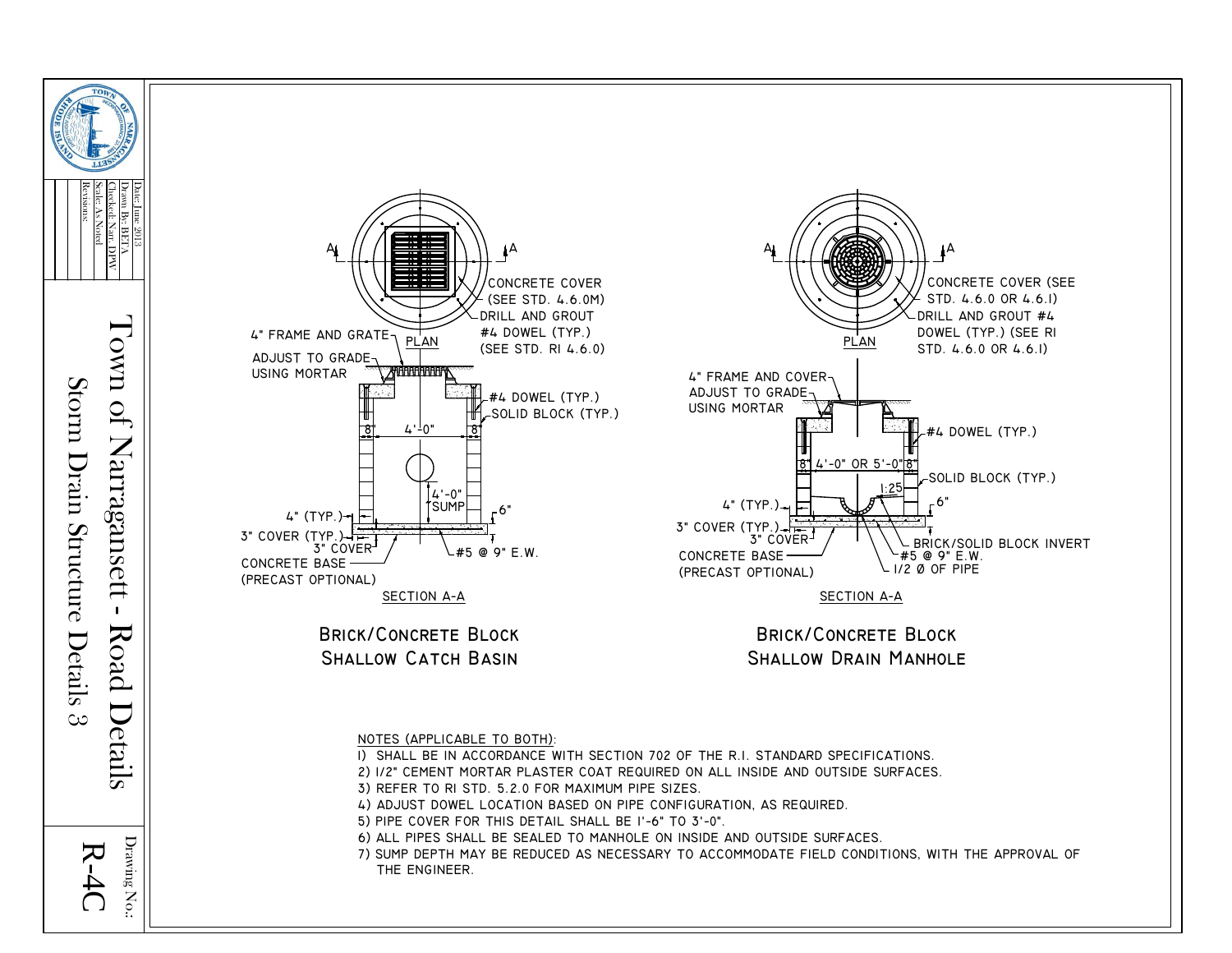# Town of Narragansett - Road Details
## Storm Drain Structure Details 3

Date: June 2013
Drawn By: BETA
Checked: Narr. DPW
Scale: As Noted
Revisions:

Drawing No.: R-4C

---

### Brick/Concrete Block Shallow Catch Basin

PLAN

- CONCRETE COVER (SEE STD. 4.6.0M)
- DRILL AND GROUT #4 DOWEL (TYP.) (SEE STD. RI 4.6.0)

SECTION A-A

- 4" FRAME AND GRATE
- ADJUST TO GRADE USING MORTAR
- #4 DOWEL (TYP.)
- SOLID BLOCK (TYP.)
- 8"
- 4'-0"
- 8"
- 4'-0" SUMP
- 6"
- 4" (TYP.)
- 3" COVER (TYP.)
- 3" COVER
- CONCRETE BASE (PRECAST OPTIONAL)
- #5 @ 9" E.W.

### Brick/Concrete Block Shallow Drain Manhole

PLAN

- CONCRETE COVER (SEE STD. 4.6.0 OR 4.6.1)
- DRILL AND GROUT #4 DOWEL (TYP.) (SEE RI STD. 4.6.0 OR 4.6.1)

SECTION A-A

- 4" FRAME AND COVER
- ADJUST TO GRADE USING MORTAR
- #4 DOWEL (TYP.)
- 8"
- 4'-0" OR 5'-0"
- 8"
- SOLID BLOCK (TYP.)
- 1:25
- 6"
- 4" (TYP.)
- 3" COVER (TYP.)
- 3" COVER
- CONCRETE BASE (PRECAST OPTIONAL)
- BRICK/SOLID BLOCK INVERT
- #5 @ 9" E.W.
- 1/2 Ø OF PIPE

---

NOTES (APPLICABLE TO BOTH):

1) SHALL BE IN ACCORDANCE WITH SECTION 702 OF THE R.I. STANDARD SPECIFICATIONS.
2) 1/2" CEMENT MORTAR PLASTER COAT REQUIRED ON ALL INSIDE AND OUTSIDE SURFACES.
3) REFER TO RI STD. 5.2.0 FOR MAXIMUM PIPE SIZES.
4) ADJUST DOWEL LOCATION BASED ON PIPE CONFIGURATION, AS REQUIRED.
5) PIPE COVER FOR THIS DETAIL SHALL BE 1'-6" TO 3'-0".
6) ALL PIPES SHALL BE SEALED TO MANHOLE ON INSIDE AND OUTSIDE SURFACES.
7) SUMP DEPTH MAY BE REDUCED AS NECESSARY TO ACCOMMODATE FIELD CONDITIONS, WITH THE APPROVAL OF THE ENGINEER.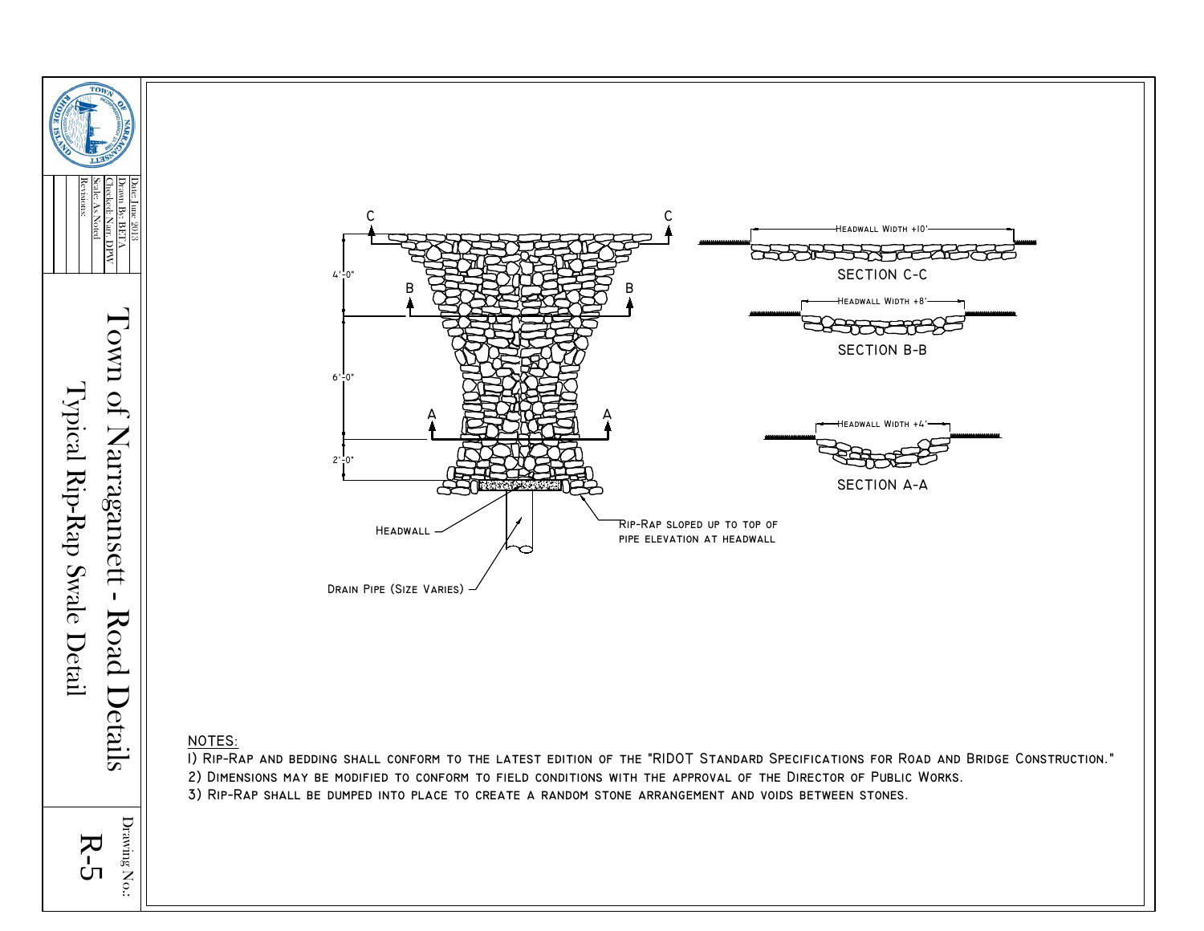# Town of Narragansett - Road Details

## Typical Rip-Rap Swale Detail

Date: June 2013
Drawn By: BETA
Checked: Narr. DPW
Scale: As Noted
Revisions:

Drawing No.: R-5

C — C

B — B

A — A

4'-0"

6'-0"

2'-0"

Headwall

Drain Pipe (Size Varies)

Rip-Rap sloped up to top of pipe elevation at headwall

Headwall Width +10'

SECTION C-C

Headwall Width +8'

SECTION B-B

Headwall Width +4'

SECTION A-A

NOTES:

1) Rip-Rap and bedding shall conform to the latest edition of the "RIDOT Standard Specifications for Road and Bridge Construction."
2) Dimensions may be modified to conform to field conditions with the approval of the Director of Public Works.
3) Rip-Rap shall be dumped into place to create a random stone arrangement and voids between stones.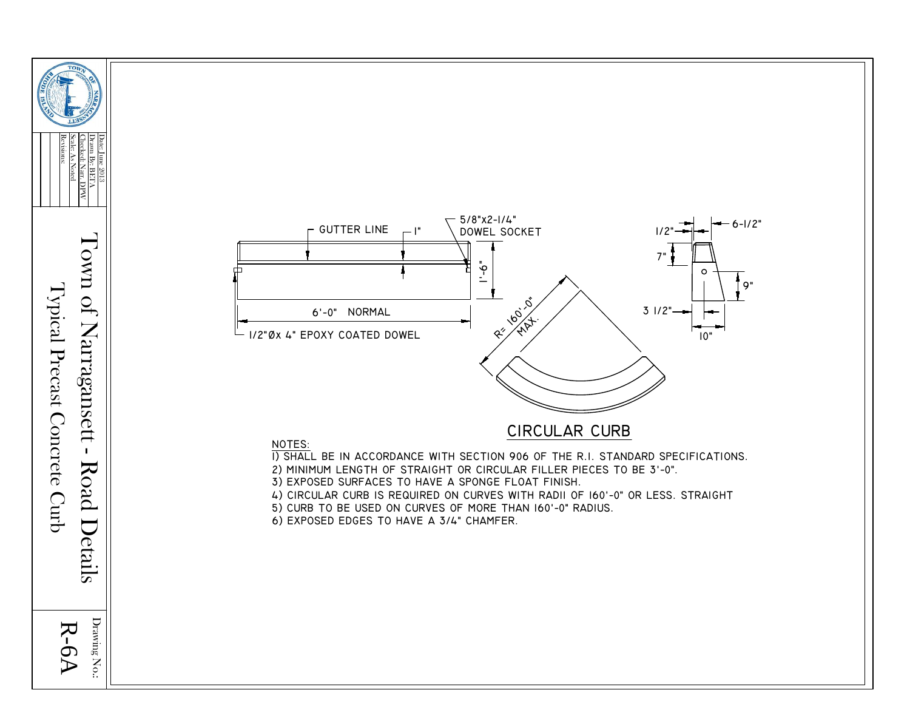# Town of Narragansett - Road Details

## Typical Precast Concrete Curb

Date: June 2013
Drawn By: BETA
Checked: Narr. DPW
Scale: As Noted
Revisions:

GUTTER LINE

1"

5/8"x2-1/4" DOWEL SOCKET

1'-6"

6'-0" NORMAL

1/2"Ø x 4" EPOXY COATED DOWEL

1/2"

6-1/2"

7"

9"

3 1/2"

10"

R= 160'-0" MAX.

## CIRCULAR CURB

NOTES:

1) SHALL BE IN ACCORDANCE WITH SECTION 906 OF THE R.I. STANDARD SPECIFICATIONS.
2) MINIMUM LENGTH OF STRAIGHT OR CIRCULAR FILLER PIECES TO BE 3'-0".
3) EXPOSED SURFACES TO HAVE A SPONGE FLOAT FINISH.
4) CIRCULAR CURB IS REQUIRED ON CURVES WITH RADII OF 160'-0" OR LESS. STRAIGHT
5) CURB TO BE USED ON CURVES OF MORE THAN 160'-0" RADIUS.
6) EXPOSED EDGES TO HAVE A 3/4" CHAMFER.

Drawing No.: R-6A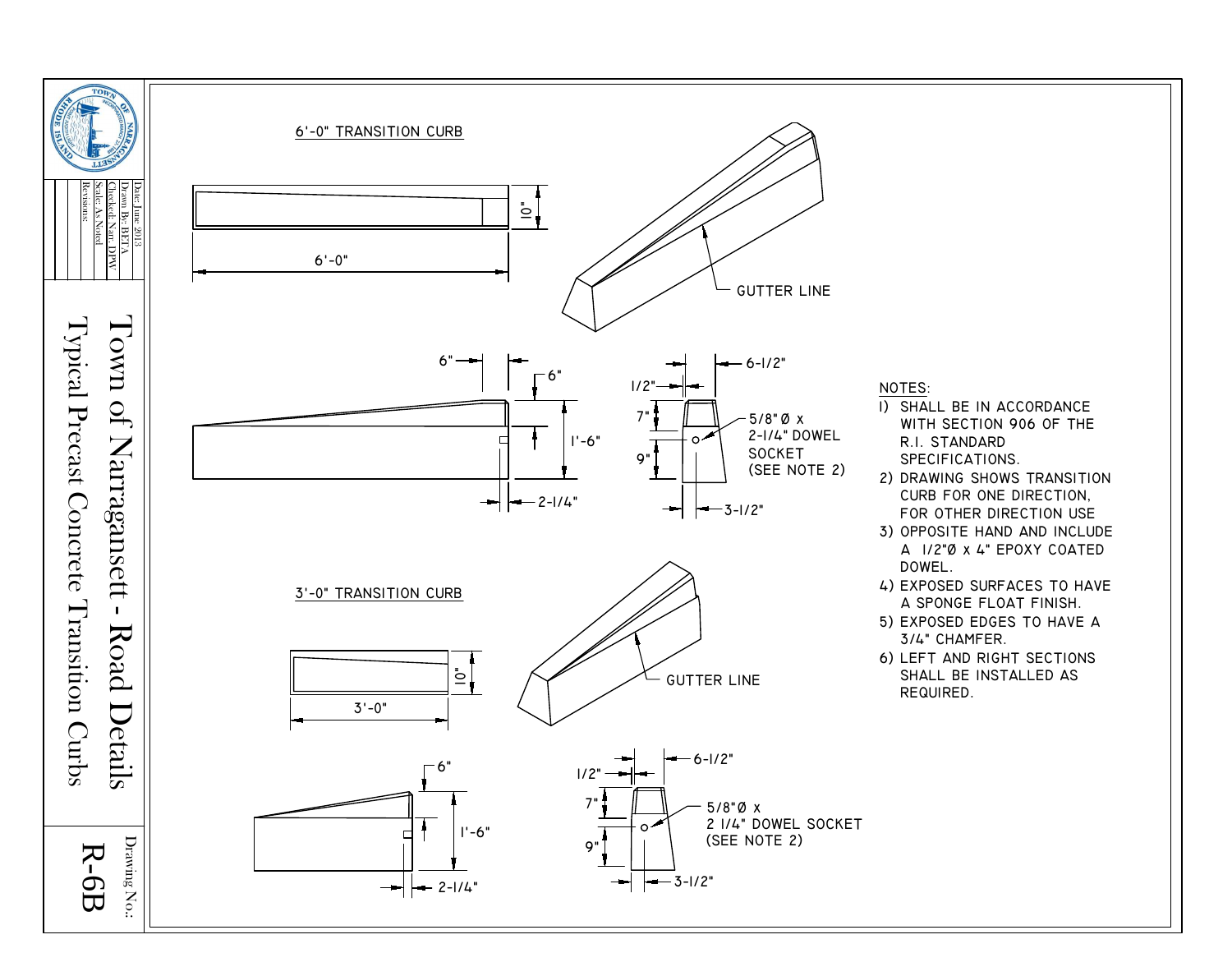# Town of Narragansett - Road Details

## Typical Precast Concrete Transition Curbs

Date: June 2013
Drawn By: BETA
Checked: Narr. DPW
Scale: As Noted
Revisions:

Drawing No.: R-6B

### 6'-0" TRANSITION CURB

10"

6'-0"

GUTTER LINE

6"

6"

1'-6"

2-1/4"

1/2"

6-1/2"

7"

9"

5/8"Ø x 2-1/4" DOWEL SOCKET (SEE NOTE 2)

3-1/2"

### 3'-0" TRANSITION CURB

10"

3'-0"

GUTTER LINE

6"

1'-6"

2-1/4"

1/2"

6-1/2"

7"

9"

5/8"Ø x 2 1/4" DOWEL SOCKET (SEE NOTE 2)

3-1/2"

### NOTES:

1) SHALL BE IN ACCORDANCE WITH SECTION 906 OF THE R.I. STANDARD SPECIFICATIONS.
2) DRAWING SHOWS TRANSITION CURB FOR ONE DIRECTION, FOR OTHER DIRECTION USE
3) OPPOSITE HAND AND INCLUDE A 1/2"Ø x 4" EPOXY COATED DOWEL.
4) EXPOSED SURFACES TO HAVE A SPONGE FLOAT FINISH.
5) EXPOSED EDGES TO HAVE A 3/4" CHAMFER.
6) LEFT AND RIGHT SECTIONS SHALL BE INSTALLED AS REQUIRED.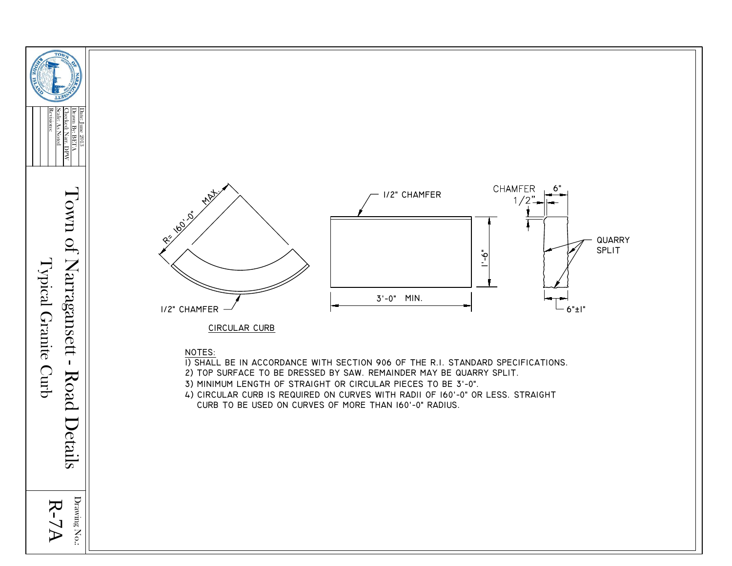# Town of Narragansett - Road Details

## Typical Granite Curb

Date: June 2013
Drawn By: BETA
Checked: Narr. DPW
Scale: As Noted
Revisions:

Drawing No.: R-7A

R= 160'-0" MAX.

1/2" CHAMFER

CIRCULAR CURB

1/2" CHAMFER

1'-6"

3'-0" MIN.

CHAMFER 1/2"

6"

QUARRY SPLIT

6"±1"

NOTES:

1) SHALL BE IN ACCORDANCE WITH SECTION 906 OF THE R.I. STANDARD SPECIFICATIONS.
2) TOP SURFACE TO BE DRESSED BY SAW. REMAINDER MAY BE QUARRY SPLIT.
3) MINIMUM LENGTH OF STRAIGHT OR CIRCULAR PIECES TO BE 3'-0".
4) CIRCULAR CURB IS REQUIRED ON CURVES WITH RADII OF 160'-0" OR LESS. STRAIGHT CURB TO BE USED ON CURVES OF MORE THAN 160'-0" RADIUS.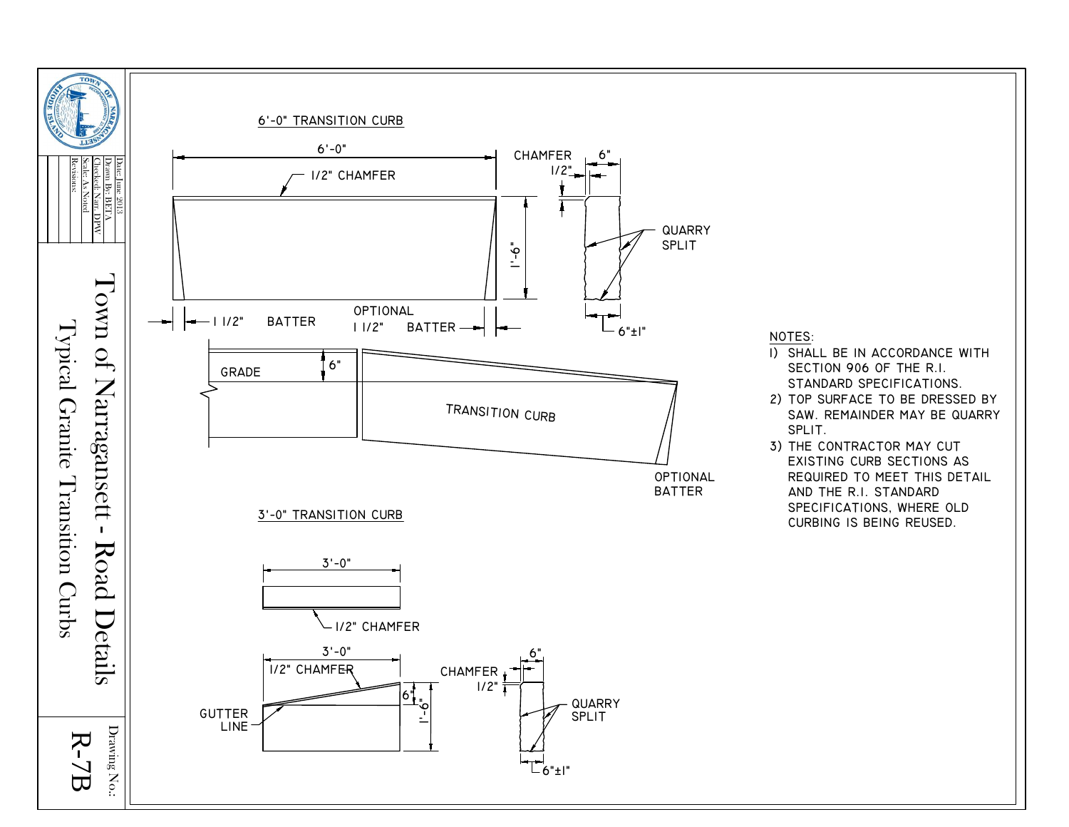# Town of Narragansett - Road Details

## Typical Granite Transition Curbs

Date: June 2013
Drawn By: BETA
Checked: Narr. DPW
Scale: As Noted
Revisions:

Drawing No.: R-7B

### 6'-0" TRANSITION CURB

6'-0"

1/2" CHAMFER

1'-6"

1 1/2" BATTER

OPTIONAL 1 1/2" BATTER

CHAMFER 1/2"

6"

QUARRY SPLIT

6"±1"

GRADE

6"

TRANSITION CURB

OPTIONAL BATTER

### 3'-0" TRANSITION CURB

3'-0"

1/2" CHAMFER

3'-0"

1/2" CHAMFER

6"

1'-6"

GUTTER LINE

CHAMFER 1/2"

6"

QUARRY SPLIT

6"±1"

### NOTES:

1) SHALL BE IN ACCORDANCE WITH SECTION 906 OF THE R.I. STANDARD SPECIFICATIONS.
2) TOP SURFACE TO BE DRESSED BY SAW. REMAINDER MAY BE QUARRY SPLIT.
3) THE CONTRACTOR MAY CUT EXISTING CURB SECTIONS AS REQUIRED TO MEET THIS DETAIL AND THE R.I. STANDARD SPECIFICATIONS, WHERE OLD CURBING IS BEING REUSED.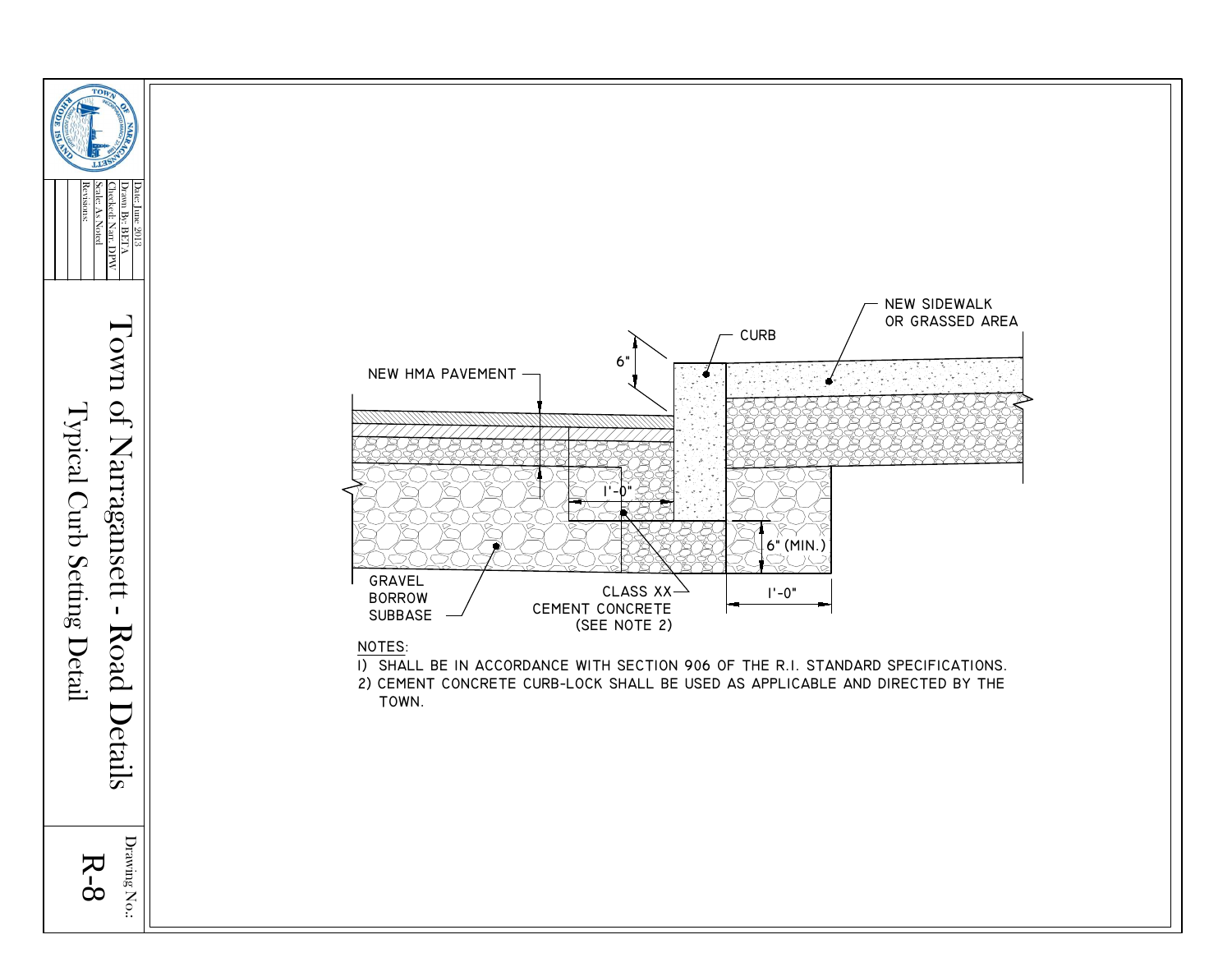# Town of Narragansett - Road Details

## Typical Curb Setting Detail

Date: June 2013
Drawn By: BETA
Checked: Narr. DPW
Scale: As Noted
Revisions:

Drawing No.: R-8

NEW HMA PAVEMENT

CURB

NEW SIDEWALK OR GRASSED AREA

6"

1'-0"

6" (MIN.)

1'-0"

GRAVEL BORROW SUBBASE

CLASS XX CEMENT CONCRETE (SEE NOTE 2)

NOTES:

1) SHALL BE IN ACCORDANCE WITH SECTION 906 OF THE R.I. STANDARD SPECIFICATIONS.
2) CEMENT CONCRETE CURB-LOCK SHALL BE USED AS APPLICABLE AND DIRECTED BY THE TOWN.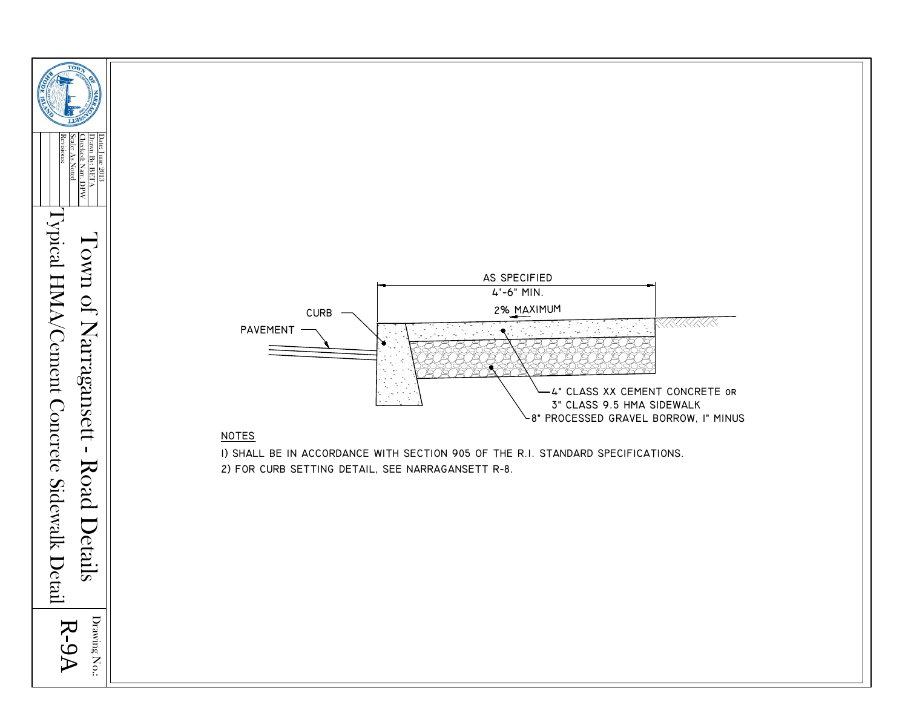# Town of Narragansett - Road Details

## Typical HMA/Cement Concrete Sidewalk Detail

Date: June 2013
Drawn By: BETA
Checked: Narr. DPW
Scale: As Noted
Revisions:

Drawing No.: R-9A

AS SPECIFIED
4'-6" MIN.
2% MAXIMUM
CURB
PAVEMENT
4" CLASS XX CEMENT CONCRETE OR
3" CLASS 9.5 HMA SIDEWALK
8" PROCESSED GRAVEL BORROW, 1" MINUS

NOTES

1) SHALL BE IN ACCORDANCE WITH SECTION 905 OF THE R.I. STANDARD SPECIFICATIONS.
2) FOR CURB SETTING DETAIL, SEE NARRAGANSETT R-8.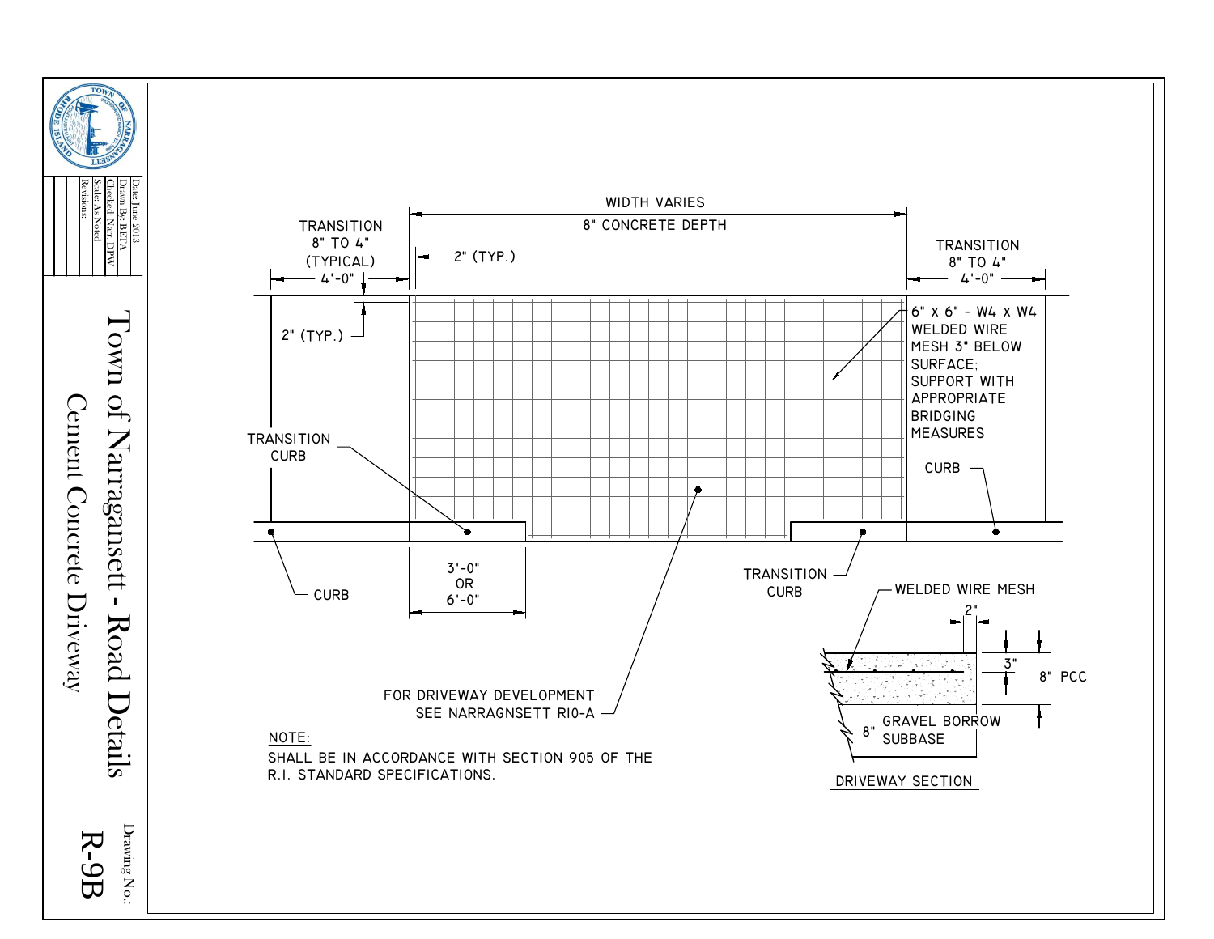# Town of Narragansett - Road Details

## Cement Concrete Driveway

Drawing No.: R-9B

Date: June 2013
Drawn By: BETA
Checked: Narr. DPW
Scale: As Noted
Revisions:

WIDTH VARIES
8" CONCRETE DEPTH

TRANSITION 8" TO 4" (TYPICAL) 4'-0"

2" (TYP.)

TRANSITION 8" TO 4" 4'-0"

2" (TYP.)

6" x 6" - W4 x W4 WELDED WIRE MESH 3" BELOW SURFACE; SUPPORT WITH APPROPRIATE BRIDGING MEASURES

TRANSITION CURB

CURB

CURB

TRANSITION CURB

3'-0" OR 6'-0"

FOR DRIVEWAY DEVELOPMENT SEE NARRAGNSETT RI0-A

WELDED WIRE MESH

2"

3"

8" PCC

8" GRAVEL BORROW SUBBASE

DRIVEWAY SECTION

NOTE:

SHALL BE IN ACCORDANCE WITH SECTION 905 OF THE R.I. STANDARD SPECIFICATIONS.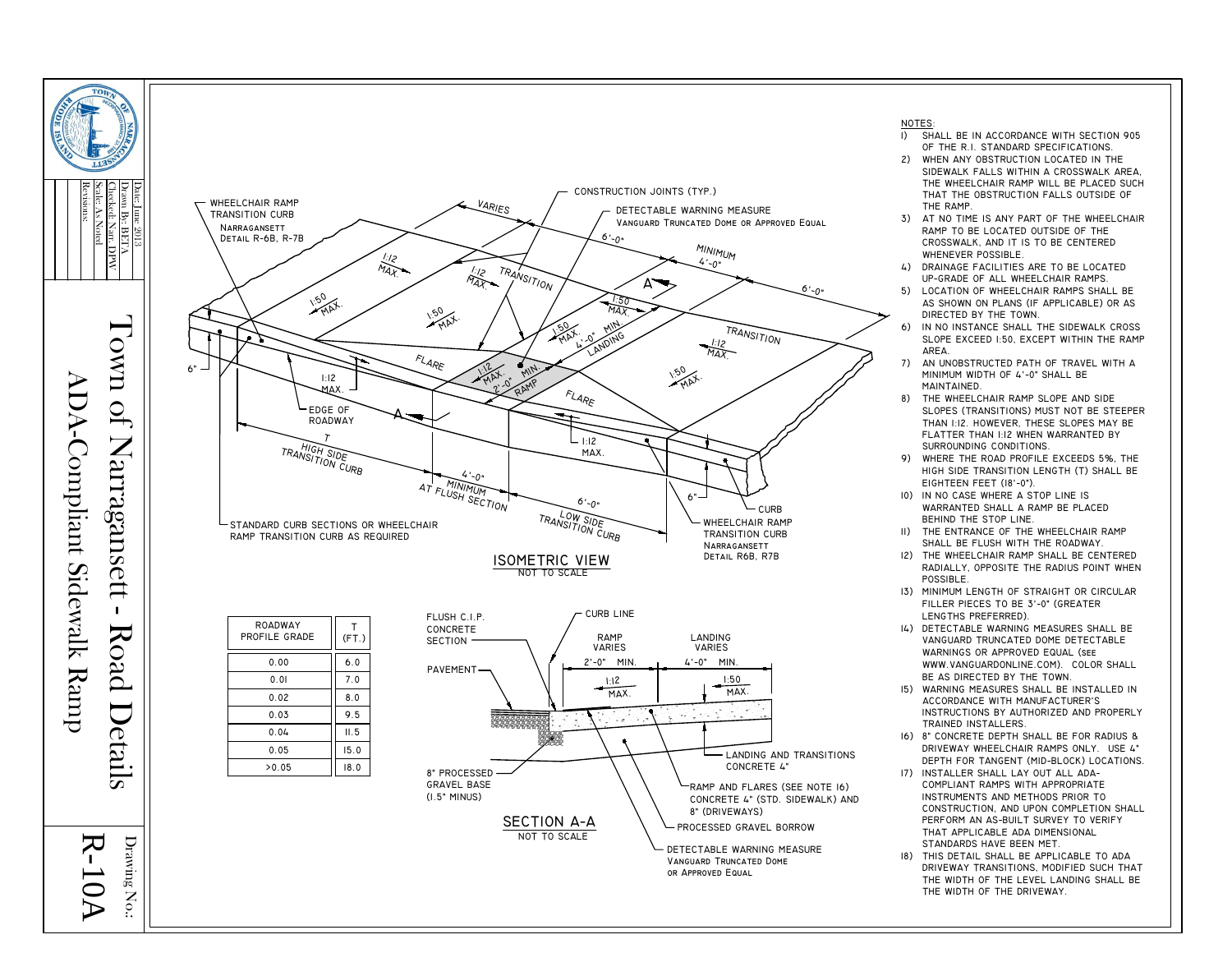# Town of Narragansett - Road Details

## ADA-Compliant Sidewalk Ramp

Date: June 2013
Drawn By: BETA
Checked: Narr. DPW
Scale: As Noted
Revisions:

Drawing No.: R-10A

### ISOMETRIC VIEW

NOT TO SCALE

WHEELCHAIR RAMP TRANSITION CURB NARRAGANSETT DETAIL R-6B, R-7B

CONSTRUCTION JOINTS (TYP.)

DETECTABLE WARNING MEASURE VANGUARD TRUNCATED DOME OR APPROVED EQUAL

VARIES

6'-0"

MINIMUM 4'-0"

6'-0"

1:12 MAX.

1:12 MAX.

TRANSITION

1:50 MAX.

1:50 MAX.

1:50 MAX.

1:50 MAX.

4'-0" MIN. LANDING

TRANSITION

1:12 MAX.

1:50 MAX.

FLARE

1:12 MAX. 2'-0" MIN. RAMP

FLARE

6"

1:12 MAX.

EDGE OF ROADWAY

A

A

1:12 MAX.

6"

CURB

T HIGH SIDE TRANSITION CURB

4'-0" MINIMUM AT FLUSH SECTION

6'-0" LOW SIDE TRANSITION CURB

STANDARD CURB SECTIONS OR WHEELCHAIR RAMP TRANSITION CURB AS REQUIRED

WHEELCHAIR RAMP TRANSITION CURB NARRAGANSETT DETAIL R6B, R7B

| ROADWAY PROFILE GRADE | T (FT.) |
|---|---|
| 0.00 | 6.0 |
| 0.01 | 7.0 |
| 0.02 | 8.0 |
| 0.03 | 9.5 |
| 0.04 | 11.5 |
| 0.05 | 15.0 |
| >0.05 | 18.0 |

### SECTION A-A

NOT TO SCALE

FLUSH C.I.P. CONCRETE SECTION

CURB LINE

PAVEMENT

RAMP VARIES 2'-0" MIN. 1:12 MAX.

LANDING VARIES 4'-0" MIN. 1:50 MAX.

8" PROCESSED GRAVEL BASE (1.5" MINUS)

LANDING AND TRANSITIONS CONCRETE 4"

RAMP AND FLARES (SEE NOTE 16) CONCRETE 4" (STD. SIDEWALK) AND 8" (DRIVEWAYS)

PROCESSED GRAVEL BORROW

DETECTABLE WARNING MEASURE VANGUARD TRUNCATED DOME OR APPROVED EQUAL

### NOTES:

1) SHALL BE IN ACCORDANCE WITH SECTION 905 OF THE R.I. STANDARD SPECIFICATIONS.
2) WHEN ANY OBSTRUCTION LOCATED IN THE SIDEWALK FALLS WITHIN A CROSSWALK AREA, THE WHEELCHAIR RAMP WILL BE PLACED SUCH THAT THE OBSTRUCTION FALLS OUTSIDE OF THE RAMP.
3) AT NO TIME IS ANY PART OF THE WHEELCHAIR RAMP TO BE LOCATED OUTSIDE OF THE CROSSWALK, AND IT IS TO BE CENTERED WHENEVER POSSIBLE.
4) DRAINAGE FACILITIES ARE TO BE LOCATED UP-GRADE OF ALL WHEELCHAIR RAMPS.
5) LOCATION OF WHEELCHAIR RAMPS SHALL BE AS SHOWN ON PLANS (IF APPLICABLE) OR AS DIRECTED BY THE TOWN.
6) IN NO INSTANCE SHALL THE SIDEWALK CROSS SLOPE EXCEED 1:50, EXCEPT WITHIN THE RAMP AREA.
7) AN UNOBSTRUCTED PATH OF TRAVEL WITH A MINIMUM WIDTH OF 4'-0" SHALL BE MAINTAINED.
8) THE WHEELCHAIR RAMP SLOPE AND SIDE SLOPES (TRANSITIONS) MUST NOT BE STEEPER THAN 1:12. HOWEVER, THESE SLOPES MAY BE FLATTER THAN 1:12 WHEN WARRANTED BY SURROUNDING CONDITIONS.
9) WHERE THE ROAD PROFILE EXCEEDS 5%, THE HIGH SIDE TRANSITION LENGTH (T) SHALL BE EIGHTEEN FEET (18'-0").
10) IN NO CASE WHERE A STOP LINE IS WARRANTED SHALL A RAMP BE PLACED BEHIND THE STOP LINE.
11) THE ENTRANCE OF THE WHEELCHAIR RAMP SHALL BE FLUSH WITH THE ROADWAY.
12) THE WHEELCHAIR RAMP SHALL BE CENTERED RADIALLY, OPPOSITE THE RADIUS POINT WHEN POSSIBLE.
13) MINIMUM LENGTH OF STRAIGHT OR CIRCULAR FILLER PIECES TO BE 3'-0" (GREATER LENGTHS PREFERRED).
14) DETECTABLE WARNING MEASURES SHALL BE VANGUARD TRUNCATED DOME DETECTABLE WARNINGS OR APPROVED EQUAL (SEE WWW.VANGUARDONLINE.COM). COLOR SHALL BE AS DIRECTED BY THE TOWN.
15) WARNING MEASURES SHALL BE INSTALLED IN ACCORDANCE WITH MANUFACTURER'S INSTRUCTIONS BY AUTHORIZED AND PROPERLY TRAINED INSTALLERS.
16) 8" CONCRETE DEPTH SHALL BE FOR RADIUS & DRIVEWAY WHEELCHAIR RAMPS ONLY. USE 4" DEPTH FOR TANGENT (MID-BLOCK) LOCATIONS.
17) INSTALLER SHALL LAY OUT ALL ADA-COMPLIANT RAMPS WITH APPROPRIATE INSTRUMENTS AND METHODS PRIOR TO CONSTRUCTION, AND UPON COMPLETION SHALL PERFORM AN AS-BUILT SURVEY TO VERIFY THAT APPLICABLE ADA DIMENSIONAL STANDARDS HAVE BEEN MET.
18) THIS DETAIL SHALL BE APPLICABLE TO ADA DRIVEWAY TRANSITIONS, MODIFIED SUCH THAT THE WIDTH OF THE LEVEL LANDING SHALL BE THE WIDTH OF THE DRIVEWAY.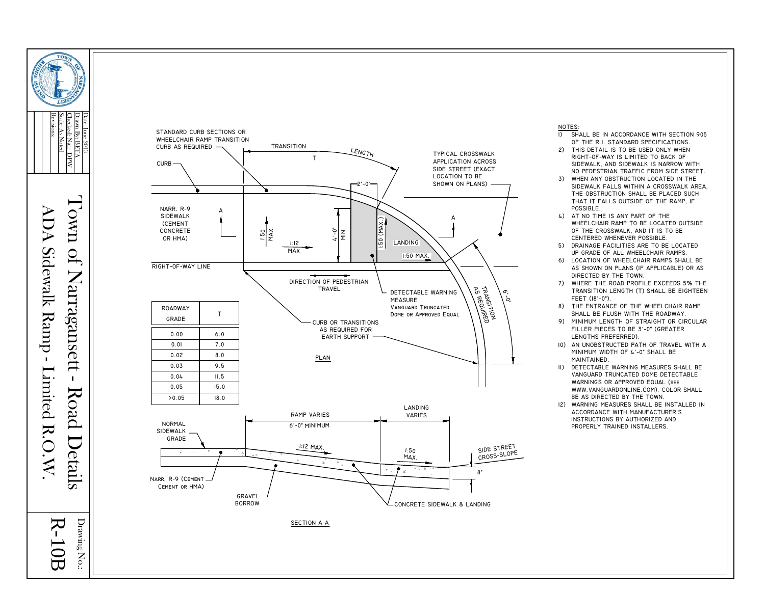# Town of Narragansett - Road Details

## ADA Sidewalk Ramp - Limited R.O.W.

Date: June 2013
Drawn By: BETA
Checked: Narr. DPW
Scale: As Noted
Revisions:

Drawing No.: R-10B

STANDARD CURB SECTIONS OR WHEELCHAIR RAMP TRANSITION CURB AS REQUIRED

CURB

TRANSITION LENGTH

T

2'-0"

TYPICAL CROSSWALK APPLICATION ACROSS SIDE STREET (EXACT LOCATION TO BE SHOWN ON PLANS)

NARR. R-9 SIDEWALK (CEMENT CONCRETE OR HMA)

A

A

1:50 MAX.

1:12 MAX.

4'-0" MIN.

1:50 (MAX.)

LANDING

1:50 MAX.

RIGHT-OF-WAY LINE

DIRECTION OF PEDESTRIAN TRAVEL

DETECTABLE WARNING MEASURE VANGUARD TRUNCATED DOME OR APPROVED EQUAL

CURB OR TRANSITIONS AS REQUIRED FOR EARTH SUPPORT

TRANSITION AS REQUIRED

6'-0"

PLAN

| ROADWAY GRADE | T |
|---|---|
| 0.00 | 6.0 |
| 0.01 | 7.0 |
| 0.02 | 8.0 |
| 0.03 | 9.5 |
| 0.04 | 11.5 |
| 0.05 | 15.0 |
| >0.05 | 18.0 |

NORMAL SIDEWALK GRADE

RAMP VARIES

6'-0" MINIMUM

LANDING VARIES

1:12 MAX.

1:50 MAX.

SIDE STREET CROSS-SLOPE

8"

NARR. R-9 (CEMENT CEMENT OR HMA)

GRAVEL BORROW

CONCRETE SIDEWALK & LANDING

SECTION A-A

NOTES:

1) SHALL BE IN ACCORDANCE WITH SECTION 905 OF THE R.I. STANDARD SPECIFICATIONS.
2) THIS DETAIL IS TO BE USED ONLY WHEN RIGHT-OF-WAY IS LIMITED TO BACK OF SIDEWALK, AND SIDEWALK IS NARROW WITH NO PEDESTRIAN TRAFFIC FROM SIDE STREET.
3) WHEN ANY OBSTRUCTION LOCATED IN THE SIDEWALK FALLS WITHIN A CROSSWALK AREA, THE OBSTRUCTION SHALL BE PLACED SUCH THAT IT FALLS OUTSIDE OF THE RAMP, IF POSSIBLE.
4) AT NO TIME IS ANY PART OF THE WHEELCHAIR RAMP TO BE LOCATED OUTSIDE OF THE CROSSWALK, AND IT IS TO BE CENTERED WHENEVER POSSIBLE.
5) DRAINAGE FACILITIES ARE TO BE LOCATED UP-GRADE OF ALL WHEELCHAIR RAMPS.
6) LOCATION OF WHEELCHAIR RAMPS SHALL BE AS SHOWN ON PLANS (IF APPLICABLE) OR AS DIRECTED BY THE TOWN.
7) WHERE THE ROAD PROFILE EXCEEDS 5% THE TRANSITION LENGTH (T) SHALL BE EIGHTEEN FEET (18'-0").
8) THE ENTRANCE OF THE WHEELCHAIR RAMP SHALL BE FLUSH WITH THE ROADWAY.
9) MINIMUM LENGTH OF STRAIGHT OR CIRCULAR FILLER PIECES TO BE 3'-0" (GREATER LENGTHS PREFERRED).
10) AN UNOBSTRUCTED PATH OF TRAVEL WITH A MINIMUM WIDTH OF 4'-0" SHALL BE MAINTAINED.
11) DETECTABLE WARNING MEASURES SHALL BE VANGUARD TRUNCATED DOME DETECTABLE WARNINGS OR APPROVED EQUAL (SEE WWW.VANGUARDONLINE.COM). COLOR SHALL BE AS DIRECTED BY THE TOWN.
12) WARNING MEASURES SHALL BE INSTALLED IN ACCORDANCE WITH MANUFACTURER'S INSTRUCTIONS BY AUTHORIZED AND PROPERLY TRAINED INSTALLERS.